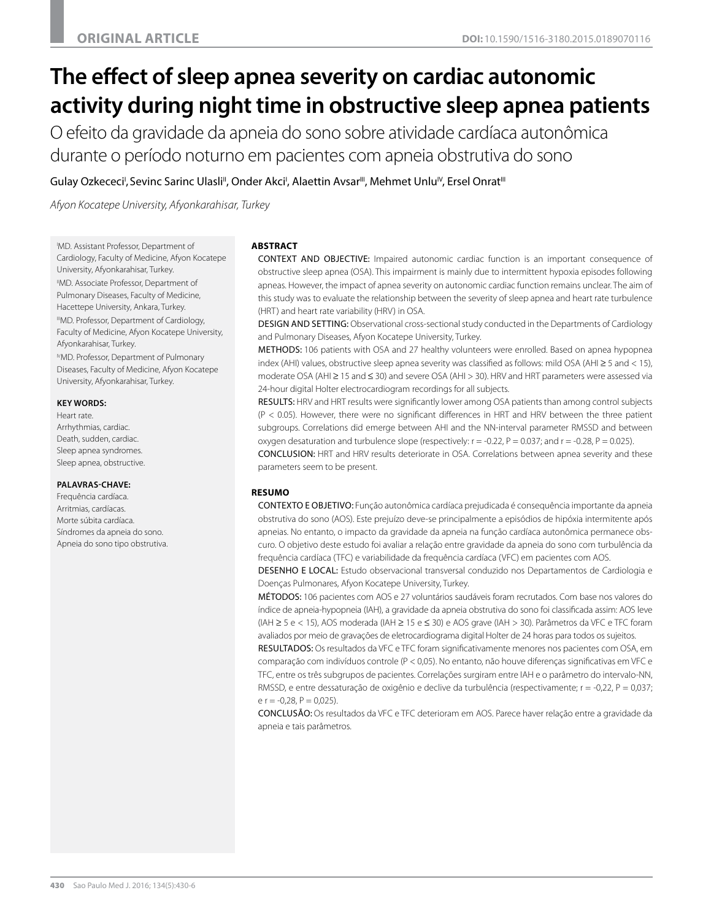ORIGINAL ARTICLE

DOI: 10.1590/1516-3180.2015.0189070116

# The effect of sleep apnea severity on cardiac autonomic activity during night time in obstructive sleep apnea patients

## O efeito da gravidade da apneia do sono sobre atividade cardíaca autonômica durante o período noturno em pacientes com apneia obstrutiva do sono

Gulay Ozkececi[I], Sevinc Sarinc Ulasli[II], Onder Akci[I], Alaettin Avsar[III], Mehmet Unlu[IV], Ersel Onrat[III]

*Afyon Kocatepe University, Afyonkarahisar, Turkey*

[I]MD. Assistant Professor, Department of Cardiology, Faculty of Medicine, Afyon Kocatepe University, Afyonkarahisar, Turkey.

[II]MD. Associate Professor, Department of Pulmonary Diseases, Faculty of Medicine, Hacettepe University, Ankara, Turkey.

[III]MD. Professor, Department of Cardiology, Faculty of Medicine, Afyon Kocatepe University, Afyonkarahisar, Turkey.

[IV]MD. Professor, Department of Pulmonary Diseases, Faculty of Medicine, Afyon Kocatepe University, Afyonkarahisar, Turkey.

**KEY WORDS:**

Heart rate.
Arrhythmias, cardiac.
Death, sudden, cardiac.
Sleep apnea syndromes.
Sleep apnea, obstructive.

**PALAVRAS-CHAVE:**

Frequência cardíaca.
Arritmias, cardíacas.
Morte súbita cardíaca.
Síndromes da apneia do sono.
Apneia do sono tipo obstrutiva.

**ABSTRACT**

CONTEXT AND OBJECTIVE: Impaired autonomic cardiac function is an important consequence of obstructive sleep apnea (OSA). This impairment is mainly due to intermittent hypoxia episodes following apneas. However, the impact of apnea severity on autonomic cardiac function remains unclear. The aim of this study was to evaluate the relationship between the severity of sleep apnea and heart rate turbulence (HRT) and heart rate variability (HRV) in OSA.

DESIGN AND SETTING: Observational cross-sectional study conducted in the Departments of Cardiology and Pulmonary Diseases, Afyon Kocatepe University, Turkey.

METHODS: 106 patients with OSA and 27 healthy volunteers were enrolled. Based on apnea hypopnea index (AHI) values, obstructive sleep apnea severity was classified as follows: mild OSA (AHI ≥ 5 and < 15), moderate OSA (AHI ≥ 15 and ≤ 30) and severe OSA (AHI > 30). HRV and HRT parameters were assessed via 24-hour digital Holter electrocardiogram recordings for all subjects.

RESULTS: HRV and HRT results were significantly lower among OSA patients than among control subjects ($P < 0.05$). However, there were no significant differences in HRT and HRV between the three patient subgroups. Correlations did emerge between AHI and the NN-interval parameter RMSSD and between oxygen desaturation and turbulence slope (respectively: $r = -0.22$, $P = 0.037$; and $r = -0.28$, $P = 0.025$).

CONCLUSION: HRT and HRV results deteriorate in OSA. Correlations between apnea severity and these parameters seem to be present.

**RESUMO**

CONTEXTO E OBJETIVO: Função autonômica cardíaca prejudicada é consequência importante da apneia obstrutiva do sono (AOS). Este prejuízo deve-se principalmente a episódios de hipóxia intermitente após apneias. No entanto, o impacto da gravidade da apneia na função cardíaca autonômica permanece obscuro. O objetivo deste estudo foi avaliar a relação entre gravidade da apneia do sono com turbulência da frequência cardíaca (TFC) e variabilidade da frequência cardíaca (VFC) em pacientes com AOS.

DESENHO E LOCAL: Estudo observacional transversal conduzido nos Departamentos de Cardiologia e Doenças Pulmonares, Afyon Kocatepe University, Turkey.

MÉTODOS: 106 pacientes com AOS e 27 voluntários saudáveis foram recrutados. Com base nos valores do índice de apneia-hypopneia (IAH), a gravidade da apneia obstrutiva do sono foi classificada assim: AOS leve (IAH ≥ 5 e < 15), AOS moderada (IAH ≥ 15 e ≤ 30) e AOS grave (IAH > 30). Parâmetros da VFC e TFC foram avaliados por meio de gravações de eletrocardiograma digital Holter de 24 horas para todos os sujeitos.

RESULTADOS: Os resultados da VFC e TFC foram significativamente menores nos pacientes com OSA, em comparação com indivíduos controle ($P < 0,05$). No entanto, não houve diferenças significativas em VFC e TFC, entre os três subgrupos de pacientes. Correlações surgiram entre IAH e o parâmetro do intervalo-NN, RMSSD, e entre dessaturação de oxigênio e declive da turbulência (respectivamente: $r = -0,28$, $P = 0,037$; e $r = -0,28$, $P = 0,025$).

CONCLUSÃO: Os resultados da VFC e TFC deterioram em AOS. Parece haver relação entre a gravidade da apneia e tais parâmetros.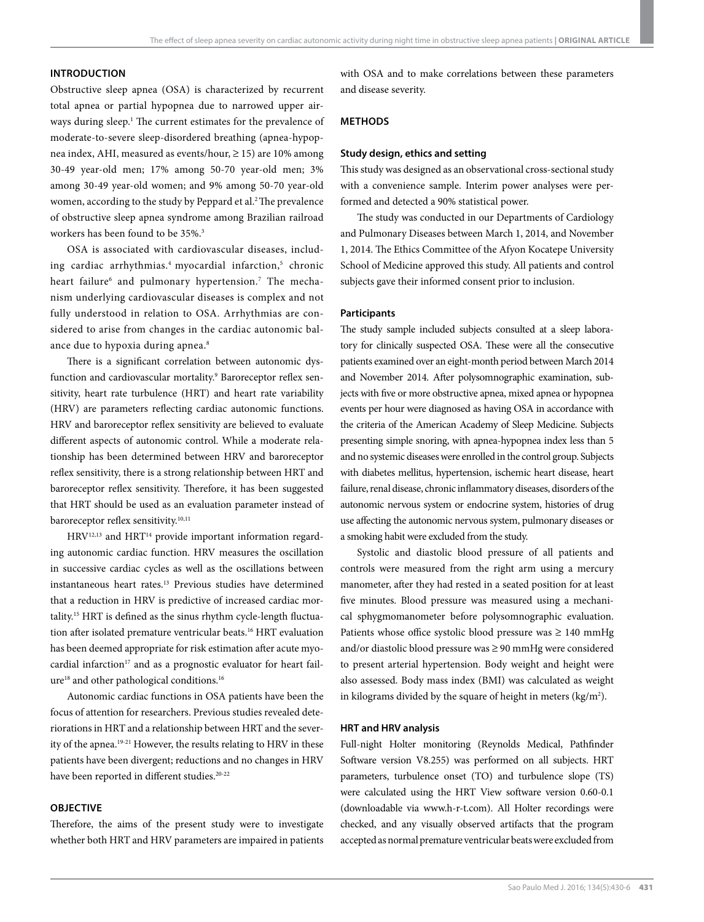## INTRODUCTION

Obstructive sleep apnea (OSA) is characterized by recurrent total apnea or partial hypopnea due to narrowed upper airways during sleep.[1] The current estimates for the prevalence of moderate-to-severe sleep-disordered breathing (apnea-hypopnea index, AHI, measured as events/hour, ≥ 15) are 10% among 30-49 year-old men; 17% among 50-70 year-old men; 3% among 30-49 year-old women; and 9% among 50-70 year-old women, according to the study by Peppard et al.[2] The prevalence of obstructive sleep apnea syndrome among Brazilian railroad workers has been found to be 35%.[3]

OSA is associated with cardiovascular diseases, including cardiac arrhythmias.[4] myocardial infarction,[5] chronic heart failure[6] and pulmonary hypertension.[7] The mechanism underlying cardiovascular diseases is complex and not fully understood in relation to OSA. Arrhythmias are considered to arise from changes in the cardiac autonomic balance due to hypoxia during apnea.[8]

There is a significant correlation between autonomic dysfunction and cardiovascular mortality.[9] Baroreceptor reflex sensitivity, heart rate turbulence (HRT) and heart rate variability (HRV) are parameters reflecting cardiac autonomic functions. HRV and baroreceptor reflex sensitivity are believed to evaluate different aspects of autonomic control. While a moderate relationship has been determined between HRV and baroreceptor reflex sensitivity, there is a strong relationship between HRT and baroreceptor reflex sensitivity. Therefore, it has been suggested that HRT should be used as an evaluation parameter instead of baroreceptor reflex sensitivity.[10,11]

HRV[12,13] and HRT[14] provide important information regarding autonomic cardiac function. HRV measures the oscillation in successive cardiac cycles as well as the oscillations between instantaneous heart rates.[13] Previous studies have determined that a reduction in HRV is predictive of increased cardiac mortality.[15] HRT is defined as the sinus rhythm cycle-length fluctuation after isolated premature ventricular beats.[16] HRT evaluation has been deemed appropriate for risk estimation after acute myocardial infarction[17] and as a prognostic evaluator for heart failure[18] and other pathological conditions.[16]

Autonomic cardiac functions in OSA patients have been the focus of attention for researchers. Previous studies revealed deteriorations in HRT and a relationship between HRT and the severity of the apnea.[19-21] However, the results relating to HRV in these patients have been divergent; reductions and no changes in HRV have been reported in different studies.[20-22]

## OBJECTIVE

Therefore, the aims of the present study were to investigate whether both HRT and HRV parameters are impaired in patients with OSA and to make correlations between these parameters and disease severity.

## METHODS

### Study design, ethics and setting

This study was designed as an observational cross-sectional study with a convenience sample. Interim power analyses were performed and detected a 90% statistical power.

The study was conducted in our Departments of Cardiology and Pulmonary Diseases between March 1, 2014, and November 1, 2014. The Ethics Committee of the Afyon Kocatepe University School of Medicine approved this study. All patients and control subjects gave their informed consent prior to inclusion.

### Participants

The study sample included subjects consulted at a sleep laboratory for clinically suspected OSA. These were all the consecutive patients examined over an eight-month period between March 2014 and November 2014. After polysomnographic examination, subjects with five or more obstructive apnea, mixed apnea or hypopnea events per hour were diagnosed as having OSA in accordance with the criteria of the American Academy of Sleep Medicine. Subjects presenting simple snoring, with apnea-hypopnea index less than 5 and no systemic diseases were enrolled in the control group. Subjects with diabetes mellitus, hypertension, ischemic heart disease, heart failure, renal disease, chronic inflammatory diseases, disorders of the autonomic nervous system or endocrine system, histories of drug use affecting the autonomic nervous system, pulmonary diseases or a smoking habit were excluded from the study.

Systolic and diastolic blood pressure of all patients and controls were measured from the right arm using a mercury manometer, after they had rested in a seated position for at least five minutes. Blood pressure was measured using a mechanical sphygmomanometer before polysomnographic evaluation. Patients whose office systolic blood pressure was ≥ 140 mmHg and/or diastolic blood pressure was ≥ 90 mmHg were considered to present arterial hypertension. Body weight and height were also assessed. Body mass index (BMI) was calculated as weight in kilograms divided by the square of height in meters (kg/m$^2$).

### HRT and HRV analysis

Full-night Holter monitoring (Reynolds Medical, Pathfinder Software version V8.255) was performed on all subjects. HRT parameters, turbulence onset (TO) and turbulence slope (TS) were calculated using the HRT View software version 0.60-0.1 (downloadable via www.h-r-t.com). All Holter recordings were checked, and any visually observed artifacts that the program accepted as normal premature ventricular beats were excluded from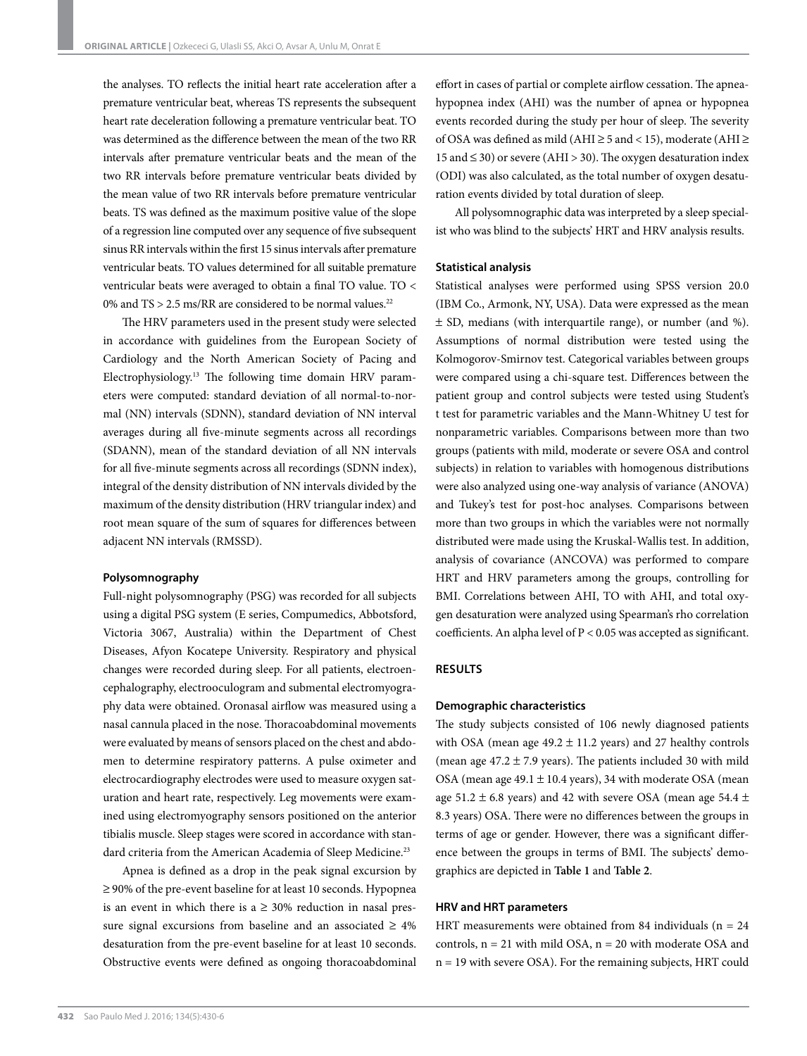the analyses. TO reflects the initial heart rate acceleration after a premature ventricular beat, whereas TS represents the subsequent heart rate deceleration following a premature ventricular beat. TO was determined as the difference between the mean of the two RR intervals after premature ventricular beats and the mean of the two RR intervals before premature ventricular beats divided by the mean value of two RR intervals before premature ventricular beats. TS was defined as the maximum positive value of the slope of a regression line computed over any sequence of five subsequent sinus RR intervals within the first 15 sinus intervals after premature ventricular beats. TO values determined for all suitable premature ventricular beats were averaged to obtain a final TO value. TO < 0% and TS > 2.5 ms/RR are considered to be normal values.[22]

The HRV parameters used in the present study were selected in accordance with guidelines from the European Society of Cardiology and the North American Society of Pacing and Electrophysiology.[13] The following time domain HRV parameters were computed: standard deviation of all normal-to-normal (NN) intervals (SDNN), standard deviation of NN interval averages during all five-minute segments across all recordings (SDANN), mean of the standard deviation of all NN intervals for all five-minute segments across all recordings (SDNN index), integral of the density distribution of NN intervals divided by the maximum of the density distribution (HRV triangular index) and root mean square of the sum of squares for differences between adjacent NN intervals (RMSSD).

### Polysomnography

Full-night polysomnography (PSG) was recorded for all subjects using a digital PSG system (E series, Compumedics, Abbotsford, Victoria 3067, Australia) within the Department of Chest Diseases, Afyon Kocatepe University. Respiratory and physical changes were recorded during sleep. For all patients, electroencephalography, electrooculogram and submental electromyography data were obtained. Oronasal airflow was measured using a nasal cannula placed in the nose. Thoracoabdominal movements were evaluated by means of sensors placed on the chest and abdomen to determine respiratory patterns. A pulse oximeter and electrocardiography electrodes were used to measure oxygen saturation and heart rate, respectively. Leg movements were examined using electromyography sensors positioned on the anterior tibialis muscle. Sleep stages were scored in accordance with standard criteria from the American Academia of Sleep Medicine.[23]

Apnea is defined as a drop in the peak signal excursion by ≥ 90% of the pre-event baseline for at least 10 seconds. Hypopnea is an event in which there is a ≥ 30% reduction in nasal pressure signal excursions from baseline and an associated ≥ 4% desaturation from the pre-event baseline for at least 10 seconds. Obstructive events were defined as ongoing thoracoabdominal effort in cases of partial or complete airflow cessation. The apnea-hypopnea index (AHI) was the number of apnea or hypopnea events recorded during the study per hour of sleep. The severity of OSA was defined as mild (AHI ≥ 5 and < 15), moderate (AHI ≥ 15 and ≤ 30) or severe (AHI > 30). The oxygen desaturation index (ODI) was also calculated, as the total number of oxygen desaturation events divided by total duration of sleep.

All polysomnographic data was interpreted by a sleep specialist who was blind to the subjects' HRT and HRV analysis results.

### Statistical analysis

Statistical analyses were performed using SPSS version 20.0 (IBM Co., Armonk, NY, USA). Data were expressed as the mean ± SD, medians (with interquartile range), or number (and %). Assumptions of normal distribution were tested using the Kolmogorov-Smirnov test. Categorical variables between groups were compared using a chi-square test. Differences between the patient group and control subjects were tested using Student's t test for parametric variables and the Mann-Whitney U test for nonparametric variables. Comparisons between more than two groups (patients with mild, moderate or severe OSA and control subjects) in relation to variables with homogenous distributions were also analyzed using one-way analysis of variance (ANOVA) and Tukey's test for post-hoc analyses. Comparisons between more than two groups in which the variables were not normally distributed were made using the Kruskal-Wallis test. In addition, analysis of covariance (ANCOVA) was performed to compare HRT and HRV parameters among the groups, controlling for BMI. Correlations between AHI, TO with AHI, and total oxygen desaturation were analyzed using Spearman's rho correlation coefficients. An alpha level of $P < 0.05$ was accepted as significant.

## RESULTS

### Demographic characteristics

The study subjects consisted of 106 newly diagnosed patients with OSA (mean age 49.2 ± 11.2 years) and 27 healthy controls (mean age 47.2 ± 7.9 years). The patients included 30 with mild OSA (mean age 49.1 ± 10.4 years), 34 with moderate OSA (mean age 51.2 ± 6.8 years) and 42 with severe OSA (mean age 54.4 ± 8.3 years) OSA. There were no differences between the groups in terms of age or gender. However, there was a significant difference between the groups in terms of BMI. The subjects' demographics are depicted in **Table 1** and **Table 2**.

### HRV and HRT parameters

HRT measurements were obtained from 84 individuals (n = 24 controls, n = 21 with mild OSA, n = 20 with moderate OSA and n = 19 with severe OSA). For the remaining subjects, HRT could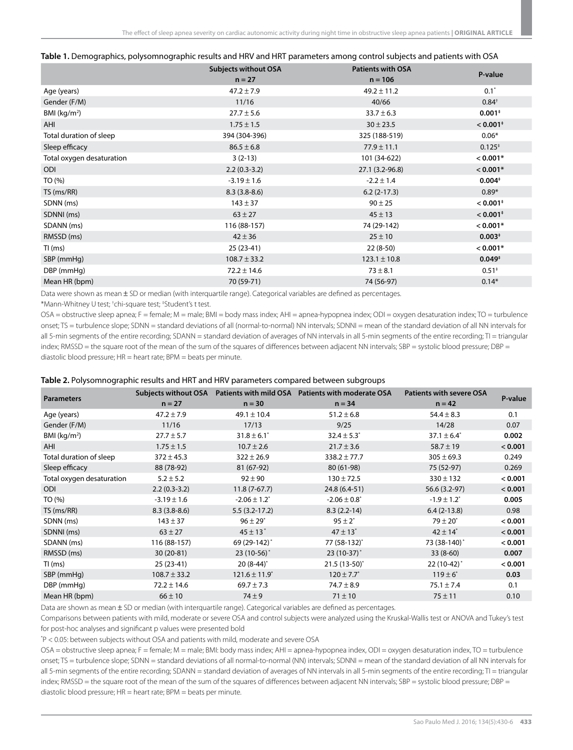**Table 1.** Demographics, polysomnographic results and HRV and HRT parameters among control subjects and patients with OSA

| | Subjects without OSA n = 27 | Patients with OSA n = 106 | P-value |
|---|---|---|---|
| Age (years) | 47.2 ± 7.9 | 49.2 ± 11.2 | 0.1* |
| Gender (F/M) | 11/16 | 40/66 | 0.84† |
| BMI (kg/m²) | 27.7 ± 5.6 | 33.7 ± 6.3 | **0.001‡** |
| AHI | 1.75 ± 1.5 | 30 ± 23.5 | **< 0.001‡** |
| Total duration of sleep | 394 (304-396) | 325 (188-519) | 0.06* |
| Sleep efficacy | 86.5 ± 6.8 | 77.9 ± 11.1 | 0.125‡ |
| Total oxygen desaturation | 3 (2-13) | 101 (34-622) | **< 0.001*** |
| ODI | 2.2 (0.3-3.2) | 27.1 (3.2-96.8) | **< 0.001*** |
| TO (%) | -3.19 ± 1.6 | -2.2 ± 1.4 | **0.004‡** |
| TS (ms/RR) | 8.3 (3.8-8.6) | 6.2 (2-17.3) | 0.89* |
| SDNN (ms) | 143 ± 37 | 90 ± 25 | **< 0.001‡** |
| SDNNI (ms) | 63 ± 27 | 45 ± 13 | **< 0.001‡** |
| SDANN (ms) | 116 (88-157) | 74 (29-142) | **< 0.001*** |
| RMSSD (ms) | 42 ± 36 | 25 ± 10 | **0.003‡** |
| TI (ms) | 25 (23-41) | 22 (8-50) | **< 0.001*** |
| SBP (mmHg) | 108.7 ± 33.2 | 123.1 ± 10.8 | **0.049‡** |
| DBP (mmHg) | 72.2 ± 14.6 | 73 ± 8.1 | 0.51‡ |
| Mean HR (bpm) | 70 (59-71) | 74 (56-97) | 0.14* |

Data were shown as mean ± SD or median (with interquartile range). Categorical variables are defined as percentages.

*Mann-Whitney U test; †chi-square test; ‡Student's t test.

OSA = obstructive sleep apnea; F = female; M = male; BMI = body mass index; AHI = apnea-hypopnea index; ODI = oxygen desaturation index; TO = turbulence onset; TS = turbulence slope; SDNN = standard deviations of all (normal-to-normal) NN intervals; SDNNI = mean of the standard deviation of all NN intervals for all 5-min segments of the entire recording; SDANN = standard deviation of averages of NN intervals in all 5-min segments of the entire recording; TI = triangular index; RMSSD = the square root of the mean of the sum of the squares of differences between adjacent NN intervals; SBP = systolic blood pressure; DBP = diastolic blood pressure; HR = heart rate; BPM = beats per minute.

**Table 2.** Polysomnographic results and HRT and HRV parameters compared between subgroups

| Parameters | Subjects without OSA n = 27 | Patients with mild OSA n = 30 | Patients with moderate OSA n = 34 | Patients with severe OSA n = 42 | P-value |
|---|---|---|---|---|---|
| Age (years) | 47.2 ± 7.9 | 49.1 ± 10.4 | 51.2 ± 6.8 | 54.4 ± 8.3 | 0.1 |
| Gender (F/M) | 11/16 | 17/13 | 9/25 | 14/28 | 0.07 |
| BMI (kg/m²) | 27.7 ± 5.7 | 31.8 ± 6.1* | 32.4 ± 5.3* | 37.1 ± 6.4* | **0.002** |
| AHI | 1.75 ± 1.5 | 10.7 ± 2.6 | 21.7 ± 3.6 | 58.7 ± 19 | **< 0.001** |
| Total duration of sleep | 372 ± 45.3 | 322 ± 26.9 | 338.2 ± 77.7 | 305 ± 69.3 | 0.249 |
| Sleep efficacy | 88 (78-92) | 81 (67-92) | 80 (61-98) | 75 (52-97) | 0.269 |
| Total oxygen desaturation | 5.2 ± 5.2 | 92 ± 90 | 130 ± 72.5 | 330 ± 132 | **< 0.001** |
| ODI | 2.2 (0.3-3.2) | 11.8 (7-67.7) | 24.8 (6.4-51) | 56.6 (3.2-97) | **< 0.001** |
| TO (%) | -3.19 ± 1.6 | -2.06 ± 1.2* | -2.06 ± 0.8* | -1.9 ± 1.2* | **0.005** |
| TS (ms/RR) | 8.3 (3.8-8.6) | 5.5 (3.2-17.2) | 8.3 (2.2-14) | 6.4 (2-13.8) | 0.98 |
| SDNN (ms) | 143 ± 37 | 96 ± 29* | 95 ± 2* | 79 ± 20* | **< 0.001** |
| SDNNI (ms) | 63 ± 27 | 45 ± 13* | 47 ± 13* | 42 ± 14* | **< 0.001** |
| SDANN (ms) | 116 (88-157) | 69 (29-142)* | 77 (58-132)* | 73 (38-140)* | **< 0.001** |
| RMSSD (ms) | 30 (20-81) | 23 (10-56)* | 23 (10-37)* | 33 (8-60) | **0.007** |
| TI (ms) | 25 (23-41) | 20 (8-44)* | 21.5 (13-50)* | 22 (10-42)* | **< 0.001** |
| SBP (mmHg) | 108.7 ± 33.2 | 121.6 ± 11.9* | 120 ± 7.7* | 119 ± 6* | **0.03** |
| DBP (mmHg) | 72.2 ± 14.6 | 69.7 ± 7.3 | 74.7 ± 8.9 | 75.1 ± 7.4 | 0.1 |
| Mean HR (bpm) | 66 ± 10 | 74 ± 9 | 71 ± 10 | 75 ± 11 | 0.10 |

Data are shown as mean ± SD or median (with interquartile range). Categorical variables are defined as percentages.

Comparisons between patients with mild, moderate or severe OSA and control subjects were analyzed using the Kruskal-Wallis test or ANOVA and Tukey's test for post-hoc analyses and significant p values were presented bold

*P < 0.05: between subjects without OSA and patients with mild, moderate and severe OSA

OSA = obstructive sleep apnea; F = female; M = male; BMI: body mass index; AHI = apnea-hypopnea index, ODI = oxygen desaturation index, TO = turbulence onset; TS = turbulence slope; SDNN = standard deviations of all normal-to-normal (NN) intervals; SDNNI = mean of the standard deviation of all NN intervals for all 5-min segments of the entire recording; SDANN = standard deviation of averages of NN intervals in all 5-min segments of the entire recording; TI = triangular index; RMSSD = the square root of the mean of the sum of the squares of differences between adjacent NN intervals; SBP = systolic blood pressure; DBP = diastolic blood pressure; HR = heart rate; BPM = beats per minute.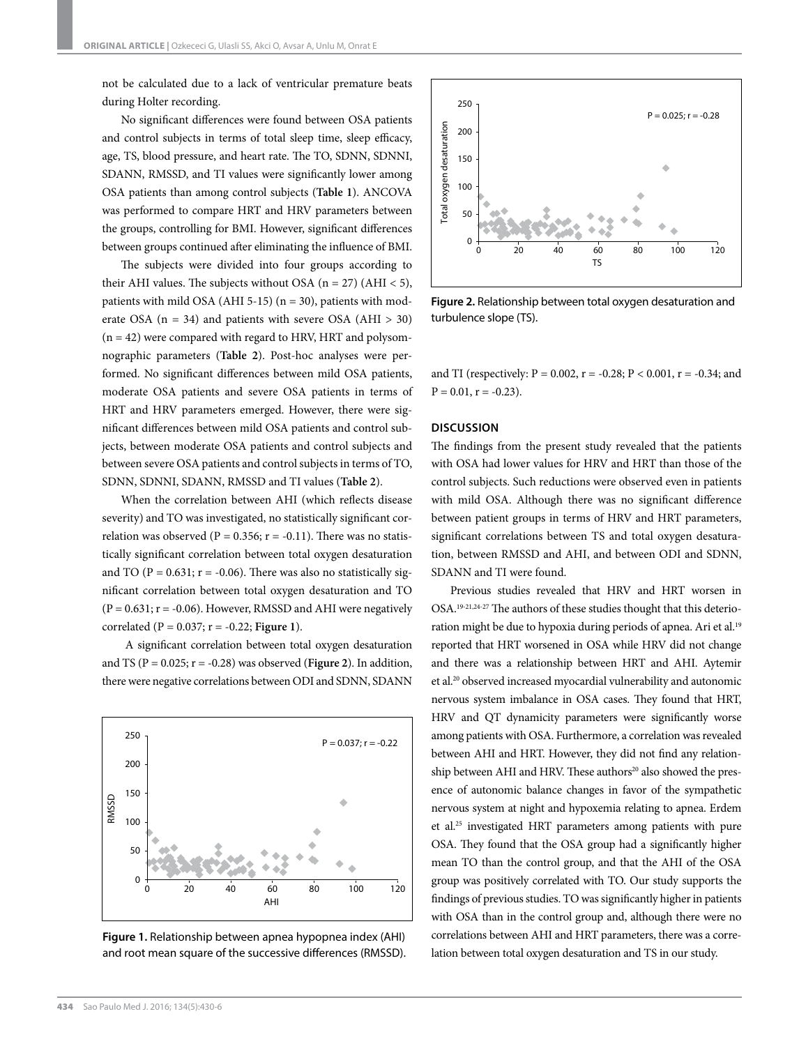not be calculated due to a lack of ventricular premature beats during Holter recording.

No significant differences were found between OSA patients and control subjects in terms of total sleep time, sleep efficacy, age, TS, blood pressure, and heart rate. The TO, SDNN, SDNNI, SDANN, RMSSD, and TI values were significantly lower among OSA patients than among control subjects (**Table 1**). ANCOVA was performed to compare HRT and HRV parameters between the groups, controlling for BMI. However, significant differences between groups continued after eliminating the influence of BMI.

The subjects were divided into four groups according to their AHI values. The subjects without OSA (n = 27) (AHI < 5), patients with mild OSA (AHI 5-15) (n = 30), patients with moderate OSA (n = 34) and patients with severe OSA (AHI > 30) (n = 42) were compared with regard to HRV, HRT and polysomnographic parameters (**Table 2**). Post-hoc analyses were performed. No significant differences between mild OSA patients, moderate OSA patients and severe OSA patients in terms of HRT and HRV parameters emerged. However, there were significant differences between mild OSA patients and control subjects, between moderate OSA patients and control subjects and between severe OSA patients and control subjects in terms of TO, SDNN, SDNNI, SDANN, RMSSD and TI values (**Table 2**).

When the correlation between AHI (which reflects disease severity) and TO was investigated, no statistically significant correlation was observed (P = 0.356; r = -0.11). There was no statistically significant correlation between total oxygen desaturation and TO (P = 0.631; r = -0.06). There was also no statistically significant correlation between total oxygen desaturation and TO (P = 0.631; r = -0.06). However, RMSSD and AHI were negatively correlated (P = 0.037; r = -0.22; **Figure 1**).

A significant correlation between total oxygen desaturation and TS (P = 0.025; r = -0.28) was observed (**Figure 2**). In addition, there were negative correlations between ODI and SDNN, SDANN and TI (respectively: P = 0.002, r = -0.28; P < 0.001, r = -0.34; and P = 0.01, r = -0.23).

**Figure 1.** Relationship between apnea hypopnea index (AHI) and root mean square of the successive differences (RMSSD).

**Figure 2.** Relationship between total oxygen desaturation and turbulence slope (TS).

## DISCUSSION

The findings from the present study revealed that the patients with OSA had lower values for HRV and HRT than those of the control subjects. Such reductions were observed even in patients with mild OSA. Although there was no significant difference between patient groups in terms of HRV and HRT parameters, significant correlations between TS and total oxygen desaturation, between RMSSD and AHI, and between ODI and SDNN, SDANN and TI were found.

Previous studies revealed that HRV and HRT worsen in OSA.[19-21,24-27] The authors of these studies thought that this deterioration might be due to hypoxia during periods of apnea. Ari et al.[19] reported that HRT worsened in OSA while HRV did not change and there was a relationship between HRT and AHI. Aytemir et al.[20] observed increased myocardial vulnerability and autonomic nervous system imbalance in OSA cases. They found that HRT, HRV and QT dynamicity parameters were significantly worse among patients with OSA. Furthermore, a correlation was revealed between AHI and HRT. However, they did not find any relationship between AHI and HRV. These authors[20] also showed the presence of autonomic balance changes in favor of the sympathetic nervous system at night and hypoxemia relating to apnea. Erdem et al.[25] investigated HRT parameters among patients with pure OSA. They found that the OSA group had a significantly higher mean TO than the control group, and that the AHI of the OSA group was positively correlated with TO. Our study supports the findings of previous studies. TO was significantly higher in patients with OSA than in the control group and, although there were no correlations between AHI and HRT parameters, there was a correlation between total oxygen desaturation and TS in our study.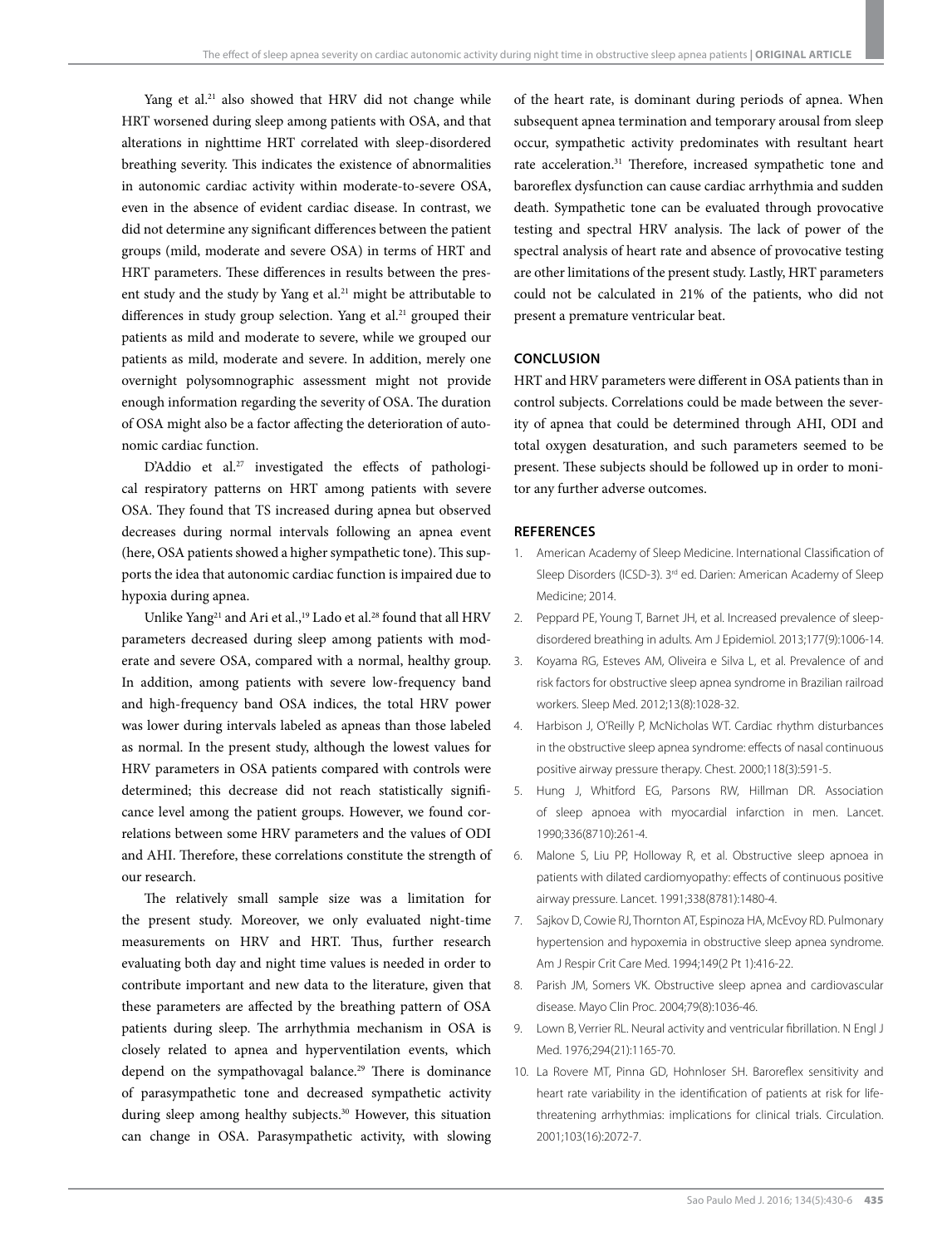Yang et al.[21] also showed that HRV did not change while HRT worsened during sleep among patients with OSA, and that alterations in nighttime HRT correlated with sleep-disordered breathing severity. This indicates the existence of abnormalities in autonomic cardiac activity within moderate-to-severe OSA, even in the absence of evident cardiac disease. In contrast, we did not determine any significant differences between the patient groups (mild, moderate and severe OSA) in terms of HRT and HRT parameters. These differences in results between the present study and the study by Yang et al.[21] might be attributable to differences in study group selection. Yang et al.[21] grouped their patients as mild and moderate to severe, while we grouped our patients as mild, moderate and severe. In addition, merely one overnight polysomnographic assessment might not provide enough information regarding the severity of OSA. The duration of OSA might also be a factor affecting the deterioration of autonomic cardiac function.

D'Addio et al.[27] investigated the effects of pathological respiratory patterns on HRT among patients with severe OSA. They found that TS increased during apnea but observed decreases during normal intervals following an apnea event (here, OSA patients showed a higher sympathetic tone). This supports the idea that autonomic cardiac function is impaired due to hypoxia during apnea.

Unlike Yang[21] and Ari et al.,[19] Lado et al.[28] found that all HRV parameters decreased during sleep among patients with moderate and severe OSA, compared with a normal, healthy group. In addition, among patients with severe low-frequency band and high-frequency band OSA indices, the total HRV power was lower during intervals labeled as apneas than those labeled as normal. In the present study, although the lowest values for HRV parameters in OSA patients compared with controls were determined; this decrease did not reach statistically significance level among the patient groups. However, we found correlations between some HRV parameters and the values of ODI and AHI. Therefore, these correlations constitute the strength of our research.

The relatively small sample size was a limitation for the present study. Moreover, we only evaluated night-time measurements on HRV and HRT. Thus, further research evaluating both day and night time values is needed in order to contribute important and new data to the literature, given that these parameters are affected by the breathing pattern of OSA patients during sleep. The arrhythmia mechanism in OSA is closely related to apnea and hyperventilation events, which depend on the sympathovagal balance.[29] There is dominance of parasympathetic tone and decreased sympathetic activity during sleep among healthy subjects.[30] However, this situation can change in OSA. Parasympathetic activity, with slowing of the heart rate, is dominant during periods of apnea. When subsequent apnea termination and temporary arousal from sleep occur, sympathetic activity predominates with resultant heart rate acceleration.[31] Therefore, increased sympathetic tone and baroreflex dysfunction can cause cardiac arrhythmia and sudden death. Sympathetic tone can be evaluated through provocative testing and spectral HRV analysis. The lack of power of the spectral analysis of heart rate and absence of provocative testing are other limitations of the present study. Lastly, HRT parameters could not be calculated in 21% of the patients, who did not present a premature ventricular beat.

## CONCLUSION

HRT and HRV parameters were different in OSA patients than in control subjects. Correlations could be made between the severity of apnea that could be determined through AHI, ODI and total oxygen desaturation, and such parameters seemed to be present. These subjects should be followed up in order to monitor any further adverse outcomes.

## REFERENCES

1. American Academy of Sleep Medicine. International Classification of Sleep Disorders (ICSD-3). 3rd ed. Darien: American Academy of Sleep Medicine; 2014.
2. Peppard PE, Young T, Barnet JH, et al. Increased prevalence of sleep-disordered breathing in adults. Am J Epidemiol. 2013;177(9):1006-14.
3. Koyama RG, Esteves AM, Oliveira e Silva L, et al. Prevalence of and risk factors for obstructive sleep apnea syndrome in Brazilian railroad workers. Sleep Med. 2012;13(8):1028-32.
4. Harbison J, O'Reilly P, McNicholas WT. Cardiac rhythm disturbances in the obstructive sleep apnea syndrome: effects of nasal continuous positive airway pressure therapy. Chest. 2000;118(3):591-5.
5. Hung J, Whitford EG, Parsons RW, Hillman DR. Association of sleep apnoea with myocardial infarction in men. Lancet. 1990;336(8710):261-4.
6. Malone S, Liu PP, Holloway R, et al. Obstructive sleep apnoea in patients with dilated cardiomyopathy: effects of continuous positive airway pressure. Lancet. 1991;338(8781):1480-4.
7. Sajkov D, Cowie RJ, Thornton AT, Espinoza HA, McEvoy RD. Pulmonary hypertension and hypoxemia in obstructive sleep apnea syndrome. Am J Respir Crit Care Med. 1994;149(2 Pt 1):416-22.
8. Parish JM, Somers VK. Obstructive sleep apnea and cardiovascular disease. Mayo Clin Proc. 2004;79(8):1036-46.
9. Lown B, Verrier RL. Neural activity and ventricular fibrillation. N Engl J Med. 1976;294(21):1165-70.
10. La Rovere MT, Pinna GD, Hohnloser SH. Baroreflex sensitivity and heart rate variability in the identification of patients at risk for life-threatening arrhythmias: implications for clinical trials. Circulation. 2001;103(16):2072-7.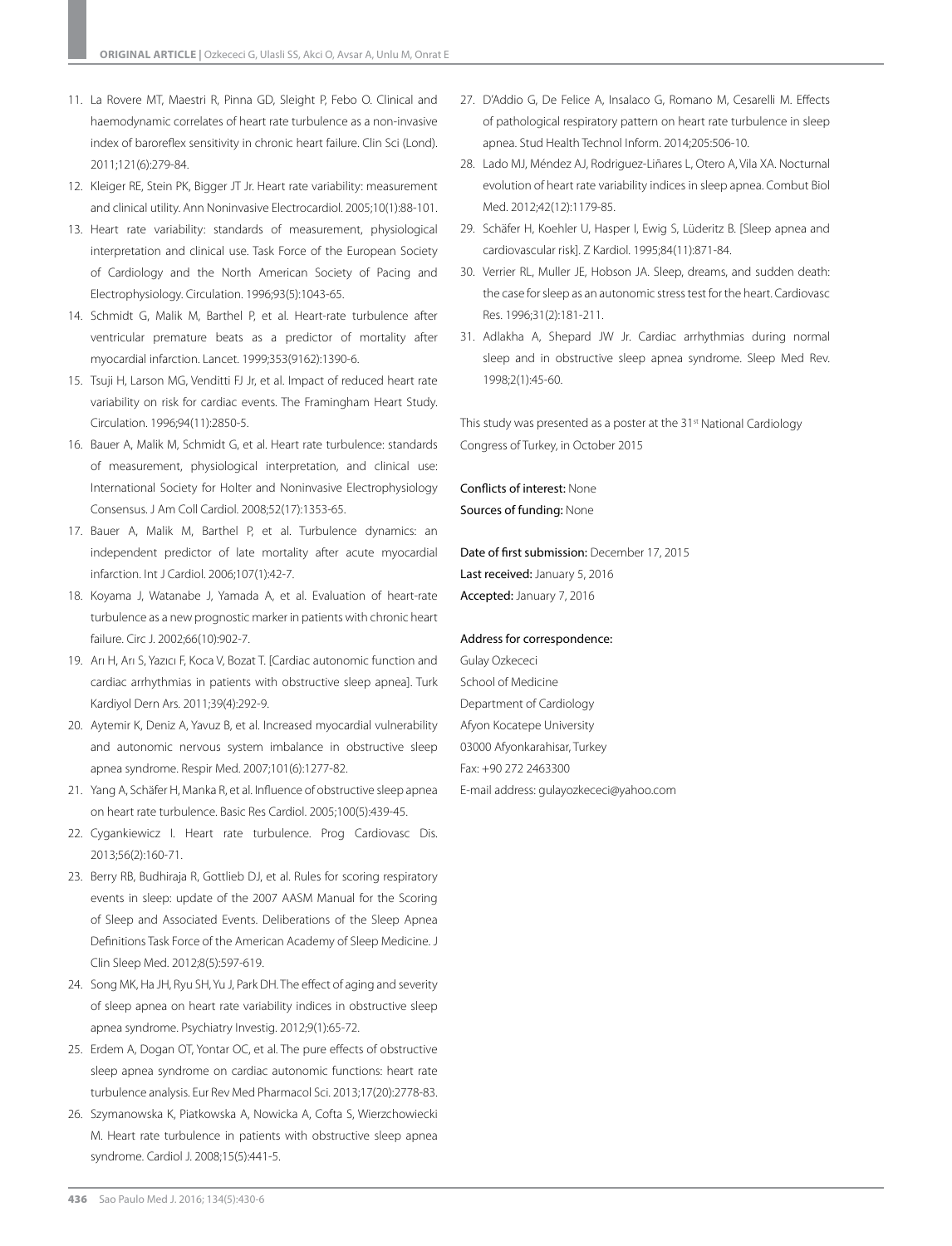11. La Rovere MT, Maestri R, Pinna GD, Sleight P, Febo O. Clinical and haemodynamic correlates of heart rate turbulence as a non-invasive index of baroreflex sensitivity in chronic heart failure. Clin Sci (Lond). 2011;121(6):279-84.
12. Kleiger RE, Stein PK, Bigger JT Jr. Heart rate variability: measurement and clinical utility. Ann Noninvasive Electrocardiol. 2005;10(1):88-101.
13. Heart rate variability: standards of measurement, physiological interpretation and clinical use. Task Force of the European Society of Cardiology and the North American Society of Pacing and Electrophysiology. Circulation. 1996;93(5):1043-65.
14. Schmidt G, Malik M, Barthel P, et al. Heart-rate turbulence after ventricular premature beats as a predictor of mortality after myocardial infarction. Lancet. 1999;353(9162):1390-6.
15. Tsuji H, Larson MG, Venditti FJ Jr, et al. Impact of reduced heart rate variability on risk for cardiac events. The Framingham Heart Study. Circulation. 1996;94(11):2850-5.
16. Bauer A, Malik M, Schmidt G, et al. Heart rate turbulence: standards of measurement, physiological interpretation, and clinical use: International Society for Holter and Noninvasive Electrophysiology Consensus. J Am Coll Cardiol. 2008;52(17):1353-65.
17. Bauer A, Malik M, Barthel P, et al. Turbulence dynamics: an independent predictor of late mortality after acute myocardial infarction. Int J Cardiol. 2006;107(1):42-7.
18. Koyama J, Watanabe J, Yamada A, et al. Evaluation of heart-rate turbulence as a new prognostic marker in patients with chronic heart failure. Circ J. 2002;66(10):902-7.
19. Arı H, Arı S, Yazıcı F, Koca V, Bozat T. [Cardiac autonomic function and cardiac arrhythmias in patients with obstructive sleep apnea]. Turk Kardiyol Dern Ars. 2011;39(4):292-9.
20. Aytemir K, Deniz A, Yavuz B, et al. Increased myocardial vulnerability and autonomic nervous system imbalance in obstructive sleep apnea syndrome. Respir Med. 2007;101(6):1277-82.
21. Yang A, Schäfer H, Manka R, et al. Influence of obstructive sleep apnea on heart rate turbulence. Basic Res Cardiol. 2005;100(5):439-45.
22. Cygankiewicz I. Heart rate turbulence. Prog Cardiovasc Dis. 2013;56(2):160-71.
23. Berry RB, Budhiraja R, Gottlieb DJ, et al. Rules for scoring respiratory events in sleep: update of the 2007 AASM Manual for the Scoring of Sleep and Associated Events. Deliberations of the Sleep Apnea Definitions Task Force of the American Academy of Sleep Medicine. J Clin Sleep Med. 2012;8(5):597-619.
24. Song MK, Ha JH, Ryu SH, Yu J, Park DH. The effect of aging and severity of sleep apnea on heart rate variability indices in obstructive sleep apnea syndrome. Psychiatry Investig. 2012;9(1):65-72.
25. Erdem A, Dogan OT, Yontar OC, et al. The pure effects of obstructive sleep apnea syndrome on cardiac autonomic functions: heart rate turbulence analysis. Eur Rev Med Pharmacol Sci. 2013;17(20):2778-83.
26. Szymanowska K, Piatkowska A, Nowicka A, Cofta S, Wierzchowiecki M. Heart rate turbulence in patients with obstructive sleep apnea syndrome. Cardiol J. 2008;15(5):441-5.
27. D'Addio G, De Felice A, Insalaco G, Romano M, Cesarelli M. Effects of pathological respiratory pattern on heart rate turbulence in sleep apnea. Stud Health Technol Inform. 2014;205:506-10.
28. Lado MJ, Méndez AJ, Rodriguez-Liñares L, Otero A, Vila XA. Nocturnal evolution of heart rate variability indices in sleep apnea. Combut Biol Med. 2012;42(12):1179-85.
29. Schäfer H, Koehler U, Hasper I, Ewig S, Lüderitz B. [Sleep apnea and cardiovascular risk]. Z Kardiol. 1995;84(11):871-84.
30. Verrier RL, Muller JE, Hobson JA. Sleep, dreams, and sudden death: the case for sleep as an autonomic stress test for the heart. Cardiovasc Res. 1996;31(2):181-211.
31. Adlakha A, Shepard JW Jr. Cardiac arrhythmias during normal sleep and in obstructive sleep apnea syndrome. Sleep Med Rev. 1998;2(1):45-60.

This study was presented as a poster at the 31st National Cardiology Congress of Turkey, in October 2015

**Conflicts of interest:** None
**Sources of funding:** None

**Date of first submission:** December 17, 2015
**Last received:** January 5, 2016
**Accepted:** January 7, 2016

**Address for correspondence:**
Gulay Ozkececi
School of Medicine
Department of Cardiology
Afyon Kocatepe University
03000 Afyonkarahisar, Turkey
Fax: +90 272 2463300
E-mail address: gulayozkececi@yahoo.com